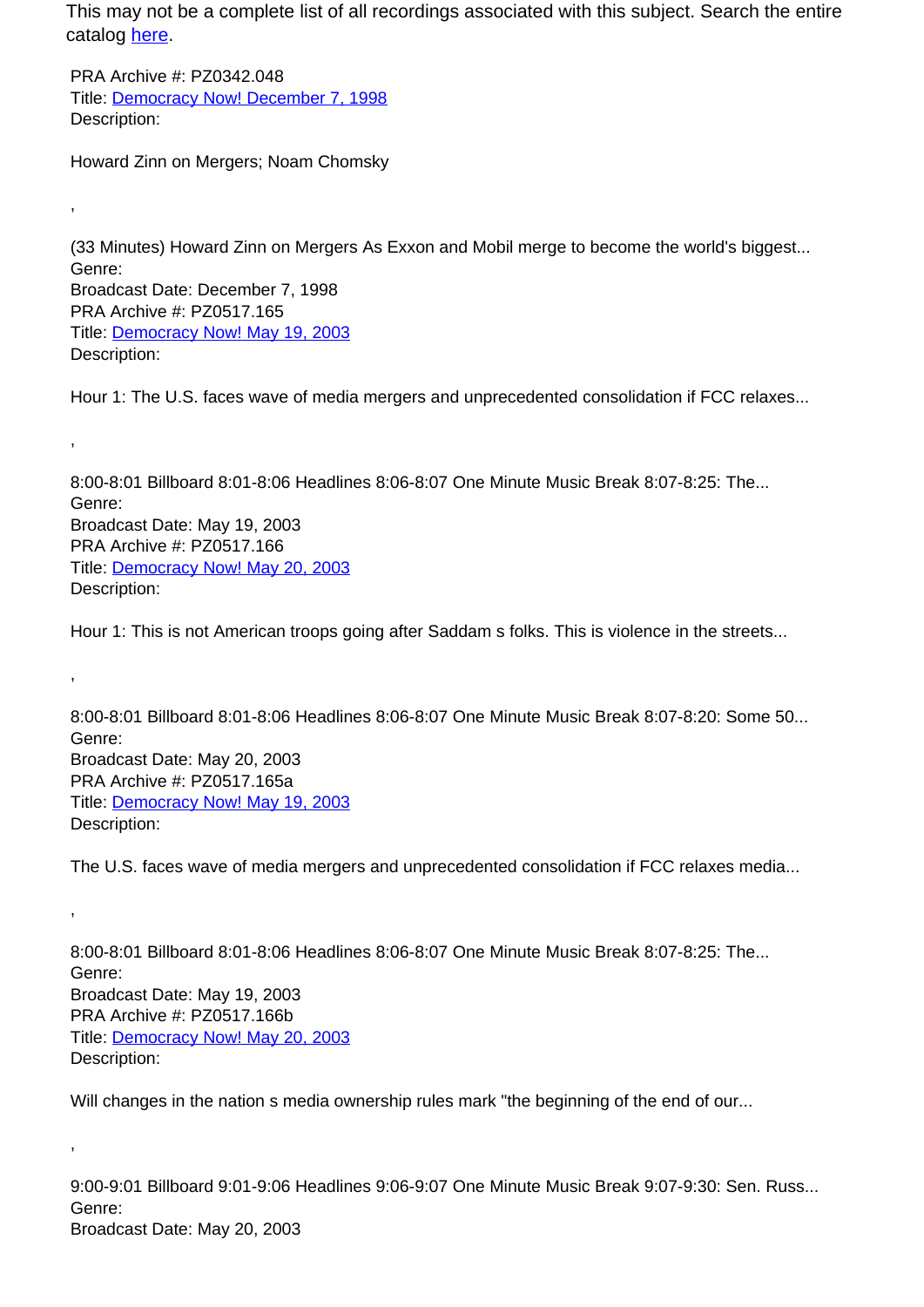This may not be a complete list of all recordings associated with this subject. Search the entire catalog [here](here).

PRA Archive #: PZ0342.048
Title: [Democracy Now! December 7, 1998](Democracy Now! December 7, 1998)
Description:

Howard Zinn on Mergers; Noam Chomsky

,

(33 Minutes) Howard Zinn on Mergers As Exxon and Mobil merge to become the world's biggest...
Genre:
Broadcast Date: December 7, 1998
PRA Archive #: PZ0517.165
Title: [Democracy Now! May 19, 2003](Democracy Now! May 19, 2003)
Description:

Hour 1: The U.S. faces wave of media mergers and unprecedented consolidation if FCC relaxes...

,

8:00-8:01 Billboard 8:01-8:06 Headlines 8:06-8:07 One Minute Music Break 8:07-8:25: The...
Genre:
Broadcast Date: May 19, 2003
PRA Archive #: PZ0517.166
Title: [Democracy Now! May 20, 2003](Democracy Now! May 20, 2003)
Description:

Hour 1: This is not American troops going after Saddam s folks. This is violence in the streets...

,

8:00-8:01 Billboard 8:01-8:06 Headlines 8:06-8:07 One Minute Music Break 8:07-8:20: Some 50...
Genre:
Broadcast Date: May 20, 2003
PRA Archive #: PZ0517.165a
Title: [Democracy Now! May 19, 2003](Democracy Now! May 19, 2003)
Description:

The U.S. faces wave of media mergers and unprecedented consolidation if FCC relaxes media...

,

8:00-8:01 Billboard 8:01-8:06 Headlines 8:06-8:07 One Minute Music Break 8:07-8:25: The...
Genre:
Broadcast Date: May 19, 2003
PRA Archive #: PZ0517.166b
Title: [Democracy Now! May 20, 2003](Democracy Now! May 20, 2003)
Description:

Will changes in the nation s media ownership rules mark "the beginning of the end of our...

,

9:00-9:01 Billboard 9:01-9:06 Headlines 9:06-9:07 One Minute Music Break 9:07-9:30: Sen. Russ...
Genre:
Broadcast Date: May 20, 2003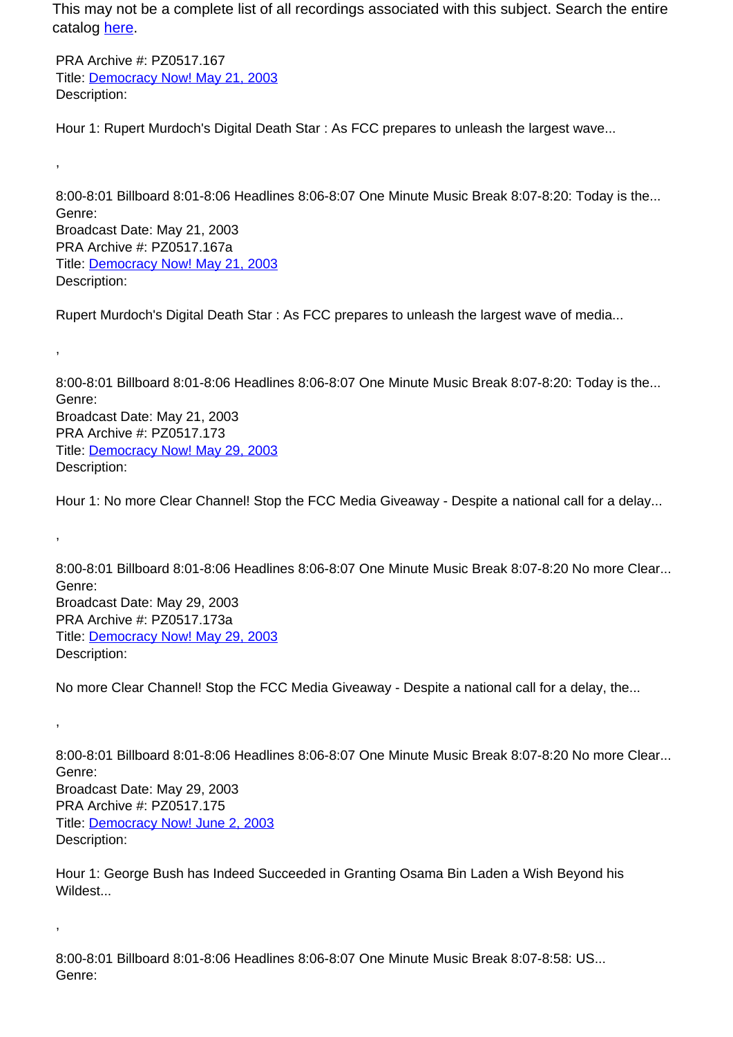This may not be a complete list of all recordings associated with this subject. Search the entire catalog here.

PRA Archive #: PZ0517.167
Title: Democracy Now! May 21, 2003
Description:

Hour 1: Rupert Murdoch's Digital Death Star : As FCC prepares to unleash the largest wave...

,

8:00-8:01 Billboard 8:01-8:06 Headlines 8:06-8:07 One Minute Music Break 8:07-8:20: Today is the...
Genre:
Broadcast Date: May 21, 2003
PRA Archive #: PZ0517.167a
Title: Democracy Now! May 21, 2003
Description:

Rupert Murdoch's Digital Death Star : As FCC prepares to unleash the largest wave of media...

,

8:00-8:01 Billboard 8:01-8:06 Headlines 8:06-8:07 One Minute Music Break 8:07-8:20: Today is the...
Genre:
Broadcast Date: May 21, 2003
PRA Archive #: PZ0517.173
Title: Democracy Now! May 29, 2003
Description:

Hour 1: No more Clear Channel! Stop the FCC Media Giveaway - Despite a national call for a delay...

,

8:00-8:01 Billboard 8:01-8:06 Headlines 8:06-8:07 One Minute Music Break 8:07-8:20 No more Clear...
Genre:
Broadcast Date: May 29, 2003
PRA Archive #: PZ0517.173a
Title: Democracy Now! May 29, 2003
Description:

No more Clear Channel! Stop the FCC Media Giveaway - Despite a national call for a delay, the...

,

8:00-8:01 Billboard 8:01-8:06 Headlines 8:06-8:07 One Minute Music Break 8:07-8:20 No more Clear...
Genre:
Broadcast Date: May 29, 2003
PRA Archive #: PZ0517.175
Title: Democracy Now! June 2, 2003
Description:

Hour 1: George Bush has Indeed Succeeded in Granting Osama Bin Laden a Wish Beyond his Wildest...

,

8:00-8:01 Billboard 8:01-8:06 Headlines 8:06-8:07 One Minute Music Break 8:07-8:58: US...
Genre: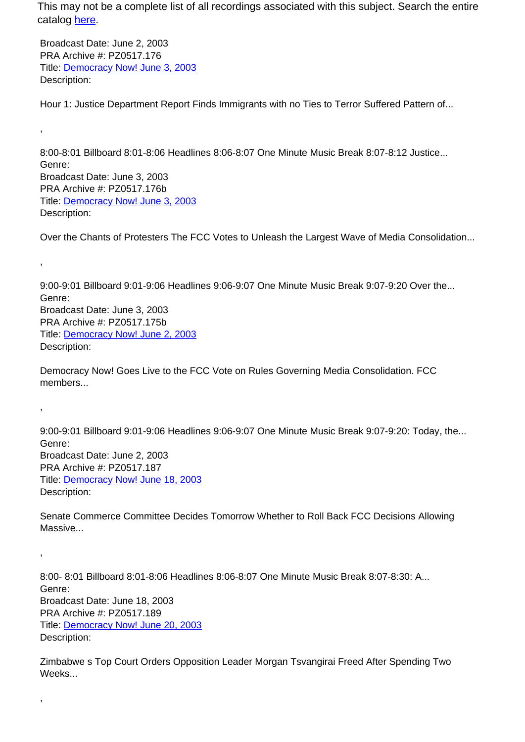This may not be a complete list of all recordings associated with this subject. Search the entire catalog here.

Broadcast Date: June 2, 2003
PRA Archive #: PZ0517.176
Title: Democracy Now! June 3, 2003
Description:

Hour 1: Justice Department Report Finds Immigrants with no Ties to Terror Suffered Pattern of...

,

8:00-8:01 Billboard 8:01-8:06 Headlines 8:06-8:07 One Minute Music Break 8:07-8:12 Justice...
Genre:
Broadcast Date: June 3, 2003
PRA Archive #: PZ0517.176b
Title: Democracy Now! June 3, 2003
Description:

Over the Chants of Protesters The FCC Votes to Unleash the Largest Wave of Media Consolidation...

,

9:00-9:01 Billboard 9:01-9:06 Headlines 9:06-9:07 One Minute Music Break 9:07-9:20 Over the...
Genre:
Broadcast Date: June 3, 2003
PRA Archive #: PZ0517.175b
Title: Democracy Now! June 2, 2003
Description:

Democracy Now! Goes Live to the FCC Vote on Rules Governing Media Consolidation. FCC members...

,

9:00-9:01 Billboard 9:01-9:06 Headlines 9:06-9:07 One Minute Music Break 9:07-9:20: Today, the...
Genre:
Broadcast Date: June 2, 2003
PRA Archive #: PZ0517.187
Title: Democracy Now! June 18, 2003
Description:

Senate Commerce Committee Decides Tomorrow Whether to Roll Back FCC Decisions Allowing Massive...

,

8:00- 8:01 Billboard 8:01-8:06 Headlines 8:06-8:07 One Minute Music Break 8:07-8:30: A...
Genre:
Broadcast Date: June 18, 2003
PRA Archive #: PZ0517.189
Title: Democracy Now! June 20, 2003
Description:

Zimbabwe s Top Court Orders Opposition Leader Morgan Tsvangirai Freed After Spending Two Weeks...

,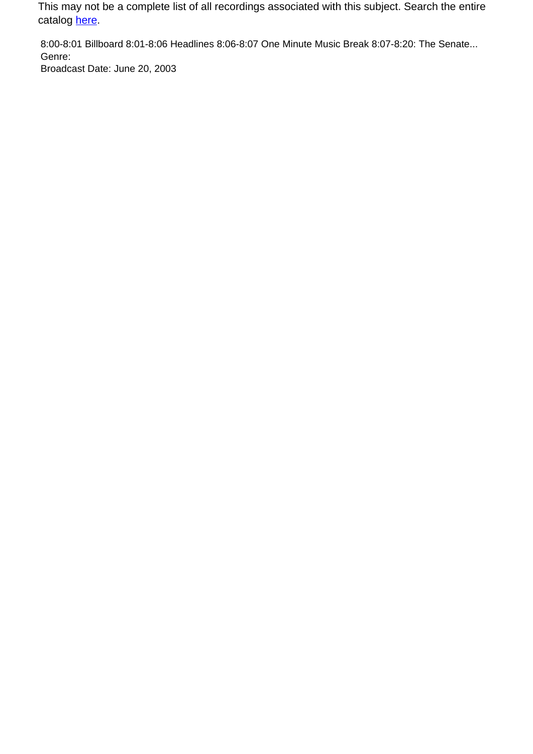This may not be a complete list of all recordings associated with this subject. Search the entire catalog [here](here).

8:00-8:01 Billboard 8:01-8:06 Headlines 8:06-8:07 One Minute Music Break 8:07-8:20: The Senate...
Genre:
Broadcast Date: June 20, 2003